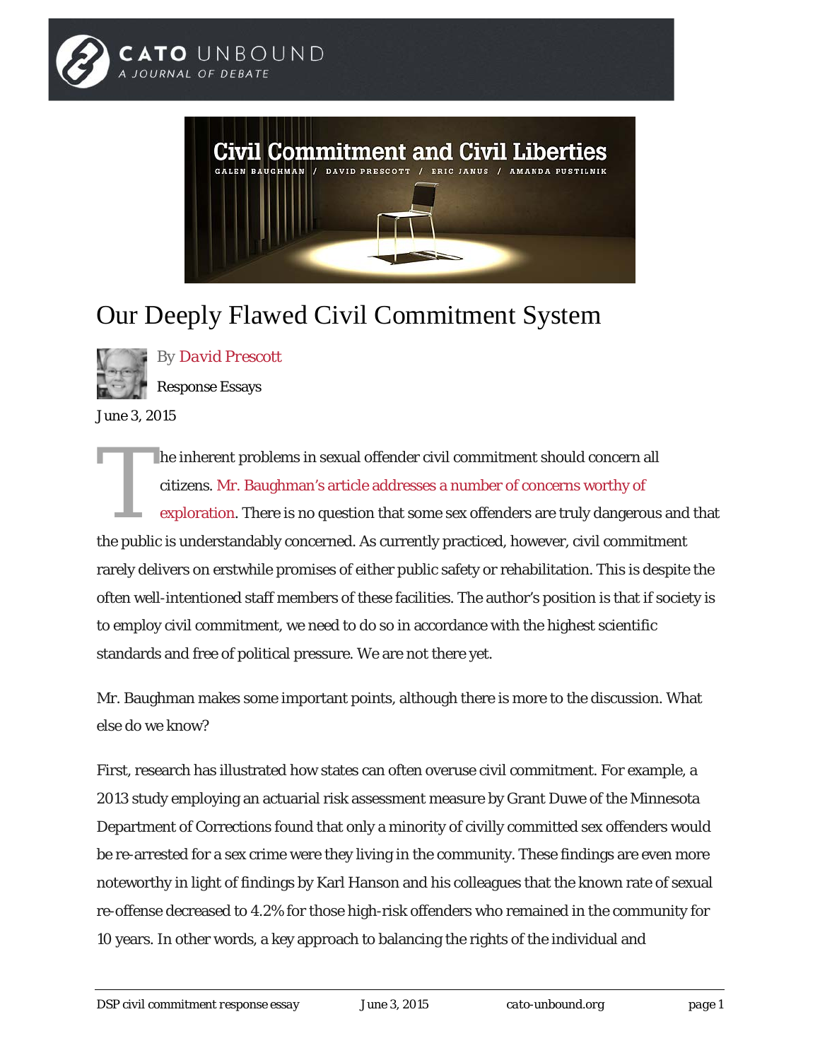# Our Deeply Flawed Civil Commitment System

By David Prescott

Response Essays

June 3, 2015

The inherent problems in sexual offender civil commitment should concern all citizens. Mr. Baughman's article addresses a number of concerns worthy of exploration. There is no question that some sex offenders are truly dangerous and that the public is understandably concerned. As currently practiced, however, civil commitment rarely delivers on erstwhile promises of either public safety or rehabilitation. This is despite the often well-intentioned staff members of these facilities. The author's position is that if society is to employ civil commitment, we need to do so in accordance with the highest scientific standards and free of political pressure. We are not there yet.

Mr. Baughman makes some important points, although there is more to the discussion. What else do we know?

First, research has illustrated how states can often overuse civil commitment. For example, a 2013 study employing an actuarial risk assessment measure by Grant Duwe of the Minnesota Department of Corrections found that only a minority of civilly committed sex offenders would be re-arrested for a sex crime were they living in the community. These findings are even more noteworthy in light of findings by Karl Hanson and his colleagues that the known rate of sexual re-offense decreased to 4.2% for those high-risk offenders who remained in the community for 10 years. In other words, a key approach to balancing the rights of the individual and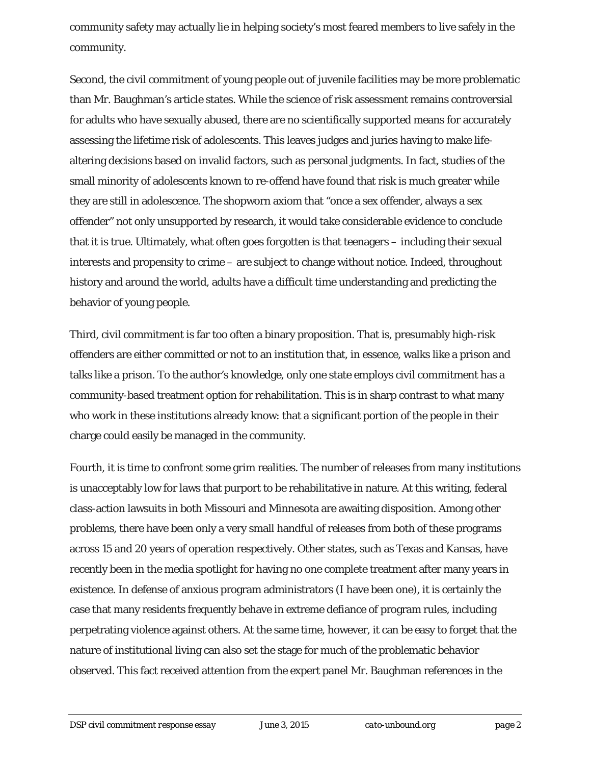community safety may actually lie in helping society's most feared members to live safely in the community.

Second, the civil commitment of young people out of juvenile facilities may be more problematic than Mr. Baughman's article states. While the science of risk assessment remains controversial for adults who have sexually abused, there are no scientifically supported means for accurately assessing the lifetime risk of adolescents. This leaves judges and juries having to make life-altering decisions based on invalid factors, such as personal judgments. In fact, studies of the small minority of adolescents known to re-offend have found that risk is much greater while they are still in adolescence. The shopworn axiom that "once a sex offender, always a sex offender" not only unsupported by research, it would take considerable evidence to conclude that it is true. Ultimately, what often goes forgotten is that teenagers – including their sexual interests and propensity to crime – are subject to change without notice. Indeed, throughout history and around the world, adults have a difficult time understanding and predicting the behavior of young people.

Third, civil commitment is far too often a binary proposition. That is, presumably high-risk offenders are either committed or not to an institution that, in essence, walks like a prison and talks like a prison. To the author's knowledge, only one state employs civil commitment has a community-based treatment option for rehabilitation. This is in sharp contrast to what many who work in these institutions already know: that a significant portion of the people in their charge could easily be managed in the community.

Fourth, it is time to confront some grim realities. The number of releases from many institutions is unacceptably low for laws that purport to be rehabilitative in nature. At this writing, federal class-action lawsuits in both Missouri and Minnesota are awaiting disposition. Among other problems, there have been only a very small handful of releases from both of these programs across 15 and 20 years of operation respectively. Other states, such as Texas and Kansas, have recently been in the media spotlight for having no one complete treatment after many years in existence. In defense of anxious program administrators (I have been one), it is certainly the case that many residents frequently behave in extreme defiance of program rules, including perpetrating violence against others. At the same time, however, it can be easy to forget that the nature of institutional living can also set the stage for much of the problematic behavior observed. This fact received attention from the expert panel Mr. Baughman references in the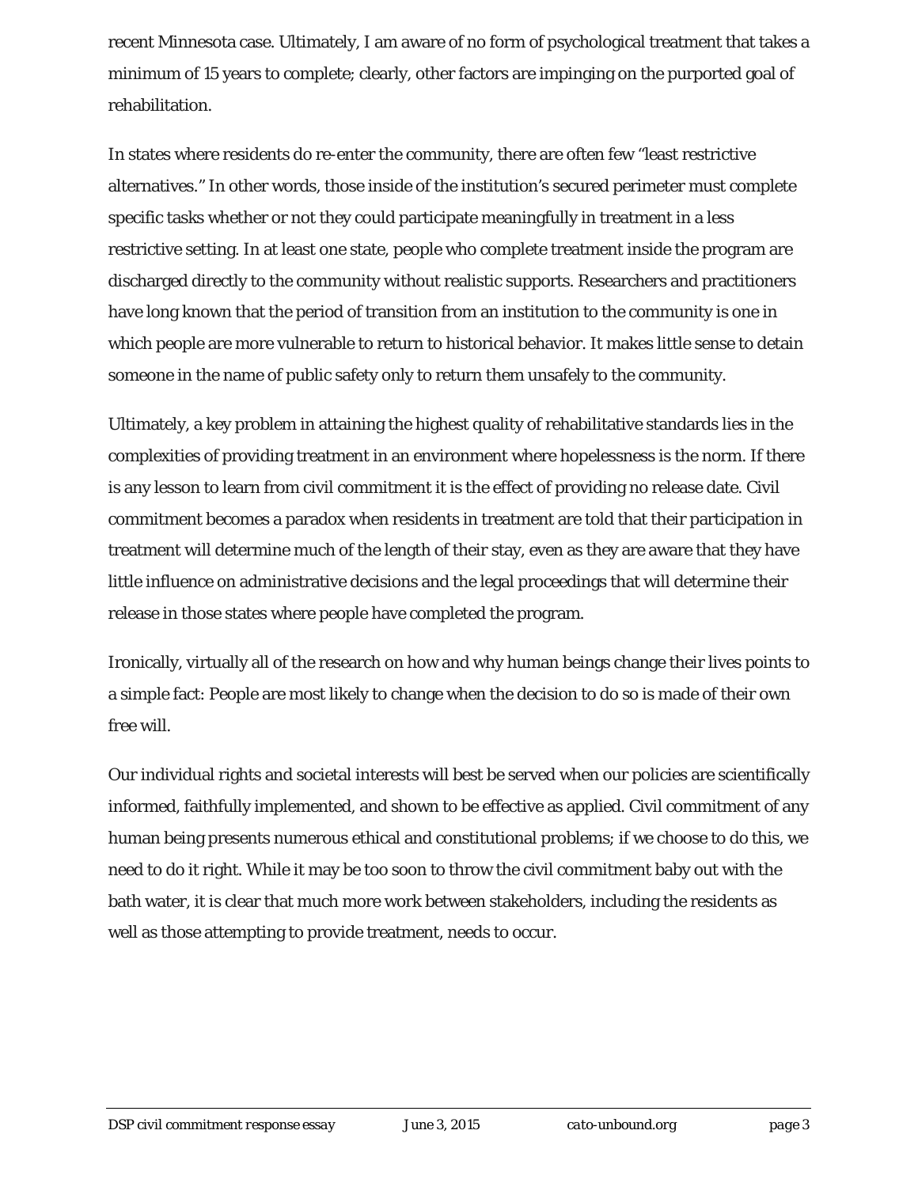recent Minnesota case. Ultimately, I am aware of no form of psychological treatment that takes a minimum of 15 years to complete; clearly, other factors are impinging on the purported goal of rehabilitation.

In states where residents do re-enter the community, there are often few "least restrictive alternatives." In other words, those inside of the institution's secured perimeter must complete specific tasks whether or not they could participate meaningfully in treatment in a less restrictive setting. In at least one state, people who complete treatment inside the program are discharged directly to the community without realistic supports. Researchers and practitioners have long known that the period of transition from an institution to the community is one in which people are more vulnerable to return to historical behavior. It makes little sense to detain someone in the name of public safety only to return them unsafely to the community.

Ultimately, a key problem in attaining the highest quality of rehabilitative standards lies in the complexities of providing treatment in an environment where hopelessness is the norm. If there is any lesson to learn from civil commitment it is the effect of providing no release date. Civil commitment becomes a paradox when residents in treatment are told that their participation in treatment will determine much of the length of their stay, even as they are aware that they have little influence on administrative decisions and the legal proceedings that will determine their release in those states where people have completed the program.

Ironically, virtually all of the research on how and why human beings change their lives points to a simple fact: People are most likely to change when the decision to do so is made of their own free will.

Our individual rights and societal interests will best be served when our policies are scientifically informed, faithfully implemented, and shown to be effective as applied. Civil commitment of any human being presents numerous ethical and constitutional problems; if we choose to do this, we need to do it right. While it may be too soon to throw the civil commitment baby out with the bath water, it is clear that much more work between stakeholders, including the residents as well as those attempting to provide treatment, needs to occur.